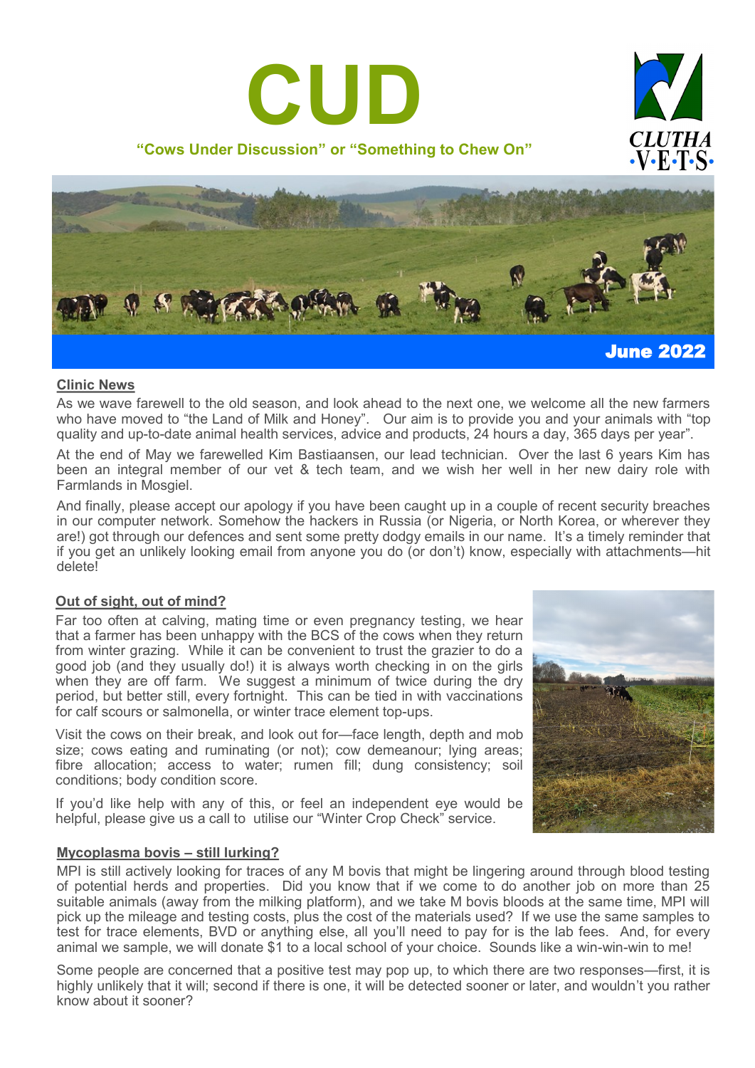# CUD

**"Cows Under Discussion" or "Something to Chew On"**

CLUTHA VETS

**June 2022**

## Clinic News

As we wave farewell to the old season, and look ahead to the next one, we welcome all the new farmers who have moved to "the Land of Milk and Honey". Our aim is to provide you and your animals with "top quality and up-to-date animal health services, advice and products, 24 hours a day, 365 days per year".

At the end of May we farewelled Kim Bastiaansen, our lead technician. Over the last 6 years Kim has been an integral member of our vet & tech team, and we wish her well in her new dairy role with Farmlands in Mosgiel.

And finally, please accept our apology if you have been caught up in a couple of recent security breaches in our computer network. Somehow the hackers in Russia (or Nigeria, or North Korea, or wherever they are!) got through our defences and sent some pretty dodgy emails in our name. It's a timely reminder that if you get an unlikely looking email from anyone you do (or don't) know, especially with attachments—hit delete!

## Out of sight, out of mind?

Far too often at calving, mating time or even pregnancy testing, we hear that a farmer has been unhappy with the BCS of the cows when they return from winter grazing. While it can be convenient to trust the grazier to do a good job (and they usually do!) it is always worth checking in on the girls when they are off farm. We suggest a minimum of twice during the dry period, but better still, every fortnight. This can be tied in with vaccinations for calf scours or salmonella, or winter trace element top-ups.

Visit the cows on their break, and look out for—face length, depth and mob size; cows eating and ruminating (or not); cow demeanour; lying areas; fibre allocation; access to water; rumen fill; dung consistency; soil conditions; body condition score.

If you'd like help with any of this, or feel an independent eye would be helpful, please give us a call to utilise our "Winter Crop Check" service.

## Mycoplasma bovis – still lurking?

MPI is still actively looking for traces of any M bovis that might be lingering around through blood testing of potential herds and properties. Did you know that if we come to do another job on more than 25 suitable animals (away from the milking platform), and we take M bovis bloods at the same time, MPI will pick up the mileage and testing costs, plus the cost of the materials used? If we use the same samples to test for trace elements, BVD or anything else, all you'll need to pay for is the lab fees. And, for every animal we sample, we will donate $1 to a local school of your choice. Sounds like a win-win-win to me!

Some people are concerned that a positive test may pop up, to which there are two responses—first, it is highly unlikely that it will; second if there is one, it will be detected sooner or later, and wouldn't you rather know about it sooner?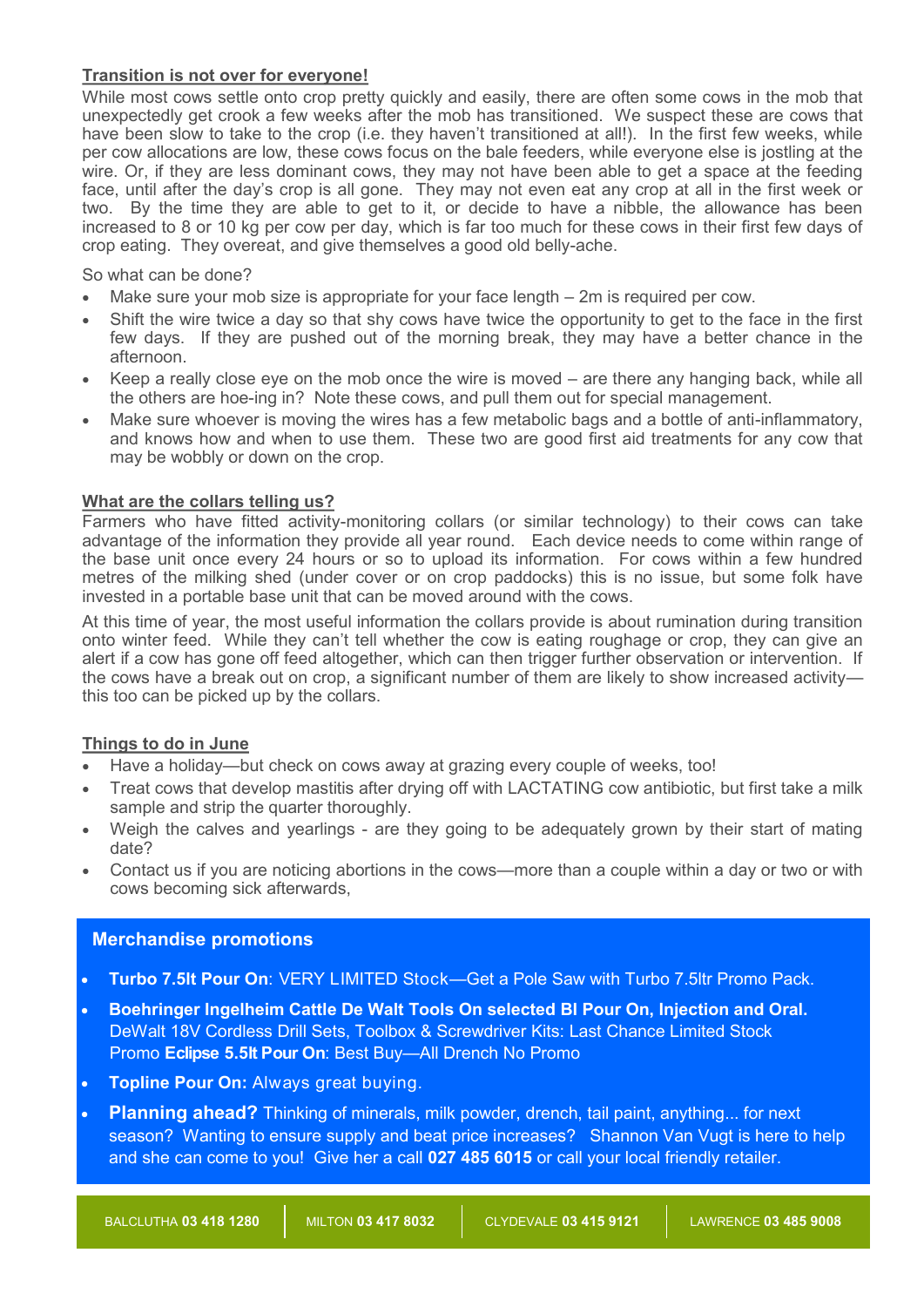**Transition is not over for everyone!**

While most cows settle onto crop pretty quickly and easily, there are often some cows in the mob that unexpectedly get crook a few weeks after the mob has transitioned. We suspect these are cows that have been slow to take to the crop (i.e. they haven't transitioned at all!). In the first few weeks, while per cow allocations are low, these cows focus on the bale feeders, while everyone else is jostling at the wire. Or, if they are less dominant cows, they may not have been able to get a space at the feeding face, until after the day's crop is all gone. They may not even eat any crop at all in the first week or two. By the time they are able to get to it, or decide to have a nibble, the allowance has been increased to 8 or 10 kg per cow per day, which is far too much for these cows in their first few days of crop eating. They overeat, and give themselves a good old belly-ache.

So what can be done?

- Make sure your mob size is appropriate for your face length – 2m is required per cow.
- Shift the wire twice a day so that shy cows have twice the opportunity to get to the face in the first few days. If they are pushed out of the morning break, they may have a better chance in the afternoon.
- Keep a really close eye on the mob once the wire is moved – are there any hanging back, while all the others are hoe-ing in? Note these cows, and pull them out for special management.
- Make sure whoever is moving the wires has a few metabolic bags and a bottle of anti-inflammatory, and knows how and when to use them. These two are good first aid treatments for any cow that may be wobbly or down on the crop.

**What are the collars telling us?**

Farmers who have fitted activity-monitoring collars (or similar technology) to their cows can take advantage of the information they provide all year round. Each device needs to come within range of the base unit once every 24 hours or so to upload its information. For cows within a few hundred metres of the milking shed (under cover or on crop paddocks) this is no issue, but some folk have invested in a portable base unit that can be moved around with the cows.

At this time of year, the most useful information the collars provide is about rumination during transition onto winter feed. While they can't tell whether the cow is eating roughage or crop, they can give an alert if a cow has gone off feed altogether, which can then trigger further observation or intervention. If the cows have a break out on crop, a significant number of them are likely to show increased activity—this too can be picked up by the collars.

**Things to do in June**

- Have a holiday—but check on cows away at grazing every couple of weeks, too!
- Treat cows that develop mastitis after drying off with LACTATING cow antibiotic, but first take a milk sample and strip the quarter thoroughly.
- Weigh the calves and yearlings - are they going to be adequately grown by their start of mating date?
- Contact us if you are noticing abortions in the cows—more than a couple within a day or two or with cows becoming sick afterwards,

## Merchandise promotions

- **Turbo 7.5lt Pour On**: VERY LIMITED Stock—Get a Pole Saw with Turbo 7.5ltr Promo Pack.
- **Boehringer Ingelheim Cattle De Walt Tools On selected BI Pour On, Injection and Oral.** DeWalt 18V Cordless Drill Sets, Toolbox & Screwdriver Kits: Last Chance Limited Stock
  Promo **Eclipse 5.5lt Pour On**: Best Buy—All Drench No Promo
- **Topline Pour On:** Always great buying.
- **Planning ahead?** Thinking of minerals, milk powder, drench, tail paint, anything... for next season? Wanting to ensure supply and beat price increases? Shannon Van Vugt is here to help and she can come to you! Give her a call **027 485 6015** or call your local friendly retailer.

BALCLUTHA **03 418 1280** | MILTON **03 417 8032** | CLYDEVALE **03 415 9121** | LAWRENCE **03 485 9008**